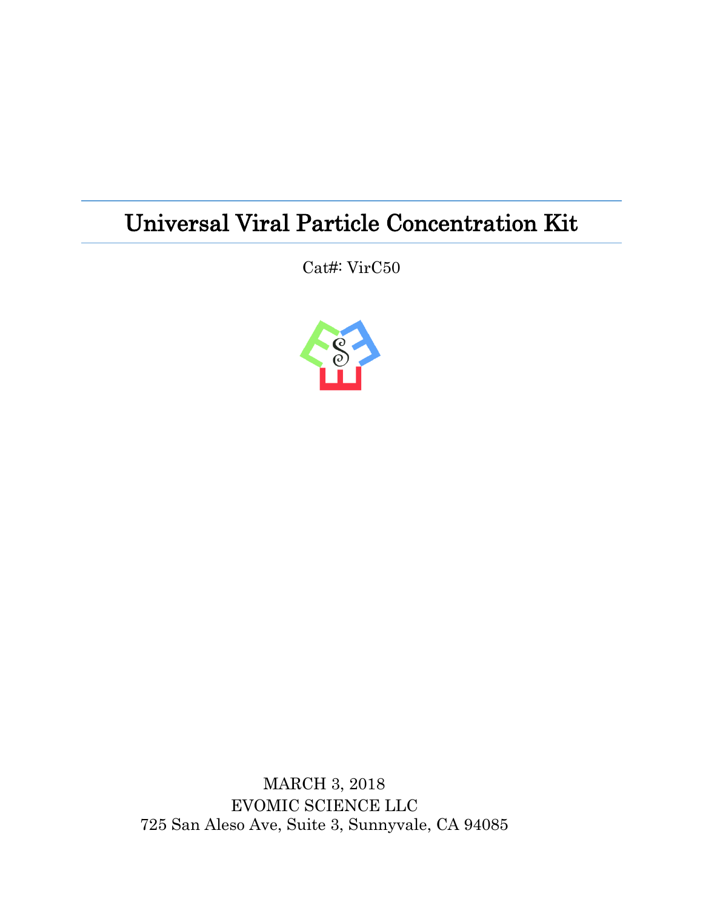# Universal Viral Particle Concentration Kit

Cat#: VirC50

MARCH 3, 2018

EVOMIC SCIENCE LLC

725 San Aleso Ave, Suite 3, Sunnyvale, CA 94085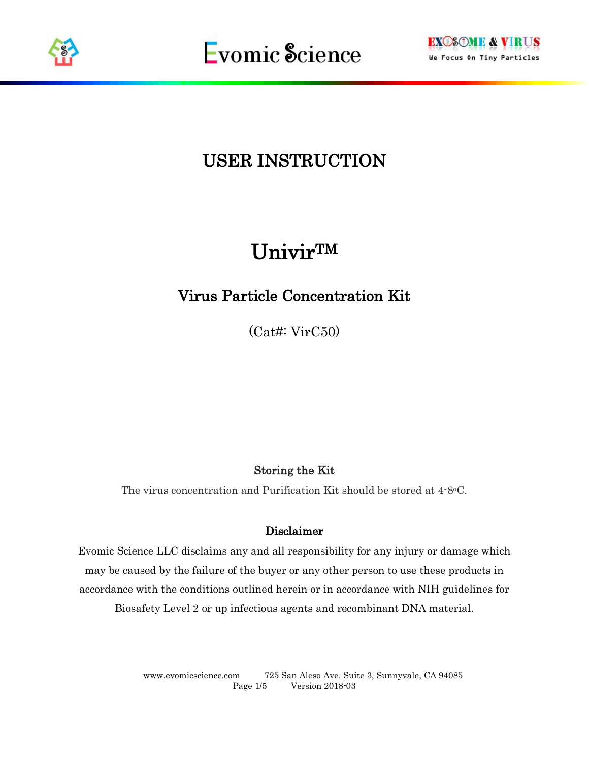# USER INSTRUCTION

# Univir™

## Virus Particle Concentration Kit

(Cat#: VirC50)

### Storing the Kit

The virus concentration and Purification Kit should be stored at 4-8$^{o}$C.

### Disclaimer

Evomic Science LLC disclaims any and all responsibility for any injury or damage which may be caused by the failure of the buyer or any other person to use these products in accordance with the conditions outlined herein or in accordance with NIH guidelines for Biosafety Level 2 or up infectious agents and recombinant DNA material.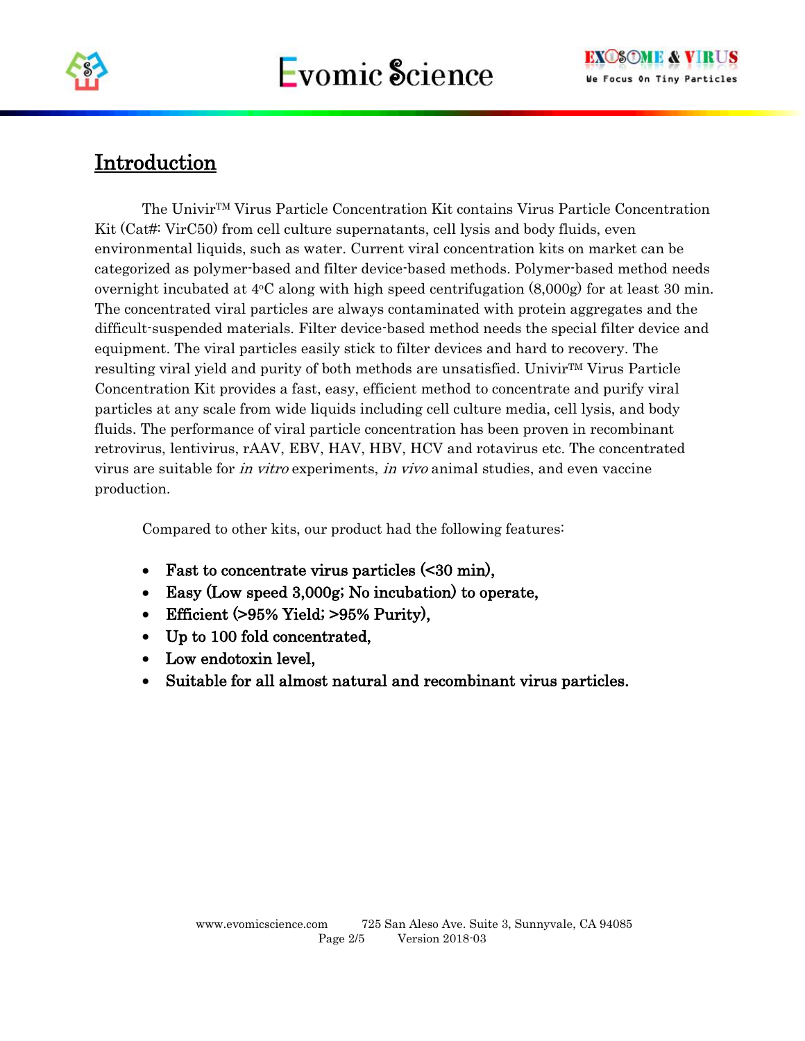## Introduction

The Univir™ Virus Particle Concentration Kit contains Virus Particle Concentration Kit (Cat#: VirC50) from cell culture supernatants, cell lysis and body fluids, even environmental liquids, such as water. Current viral concentration kits on market can be categorized as polymer-based and filter device-based methods. Polymer-based method needs overnight incubated at 4°C along with high speed centrifugation (8,000g) for at least 30 min. The concentrated viral particles are always contaminated with protein aggregates and the difficult-suspended materials. Filter device-based method needs the special filter device and equipment. The viral particles easily stick to filter devices and hard to recovery. The resulting viral yield and purity of both methods are unsatisfied. Univir™ Virus Particle Concentration Kit provides a fast, easy, efficient method to concentrate and purify viral particles at any scale from wide liquids including cell culture media, cell lysis, and body fluids. The performance of viral particle concentration has been proven in recombinant retrovirus, lentivirus, rAAV, EBV, HAV, HBV, HCV and rotavirus etc. The concentrated virus are suitable for *in vitro* experiments, *in vivo* animal studies, and even vaccine production.

Compared to other kits, our product had the following features:

- **Fast to concentrate virus particles (<30 min),**
- **Easy (Low speed 3,000g; No incubation) to operate,**
- **Efficient (>95% Yield; >95% Purity),**
- **Up to 100 fold concentrated,**
- **Low endotoxin level,**
- **Suitable for all almost natural and recombinant virus particles.**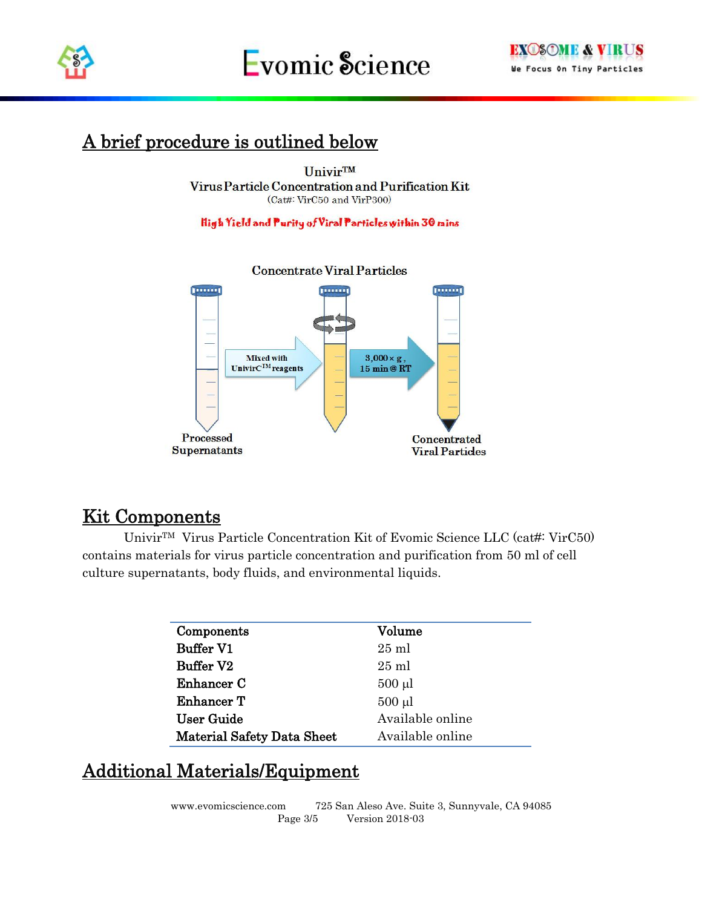## A brief procedure is outlined below

Univir™
Virus Particle Concentration and Purification Kit
(Cat#: VirC50 and VirP300)

High Yield and Purity of Viral Particles within 30 mins

Concentrate Viral Particles

Processed Supernatants → Mixed with UnivirC™ reagents → 3,000 × g, 15 min @ RT → Concentrated Viral Particles

## Kit Components

Univir™ Virus Particle Concentration Kit of Evomic Science LLC (cat#: VirC50) contains materials for virus particle concentration and purification from 50 ml of cell culture supernatants, body fluids, and environmental liquids.

| Components | Volume |
| --- | --- |
| **Buffer V1** | 25 ml |
| **Buffer V2** | 25 ml |
| **Enhancer C** | 500 µl |
| **Enhancer T** | 500 µl |
| **User Guide** | Available online |
| **Material Safety Data Sheet** | Available online |

## Additional Materials/Equipment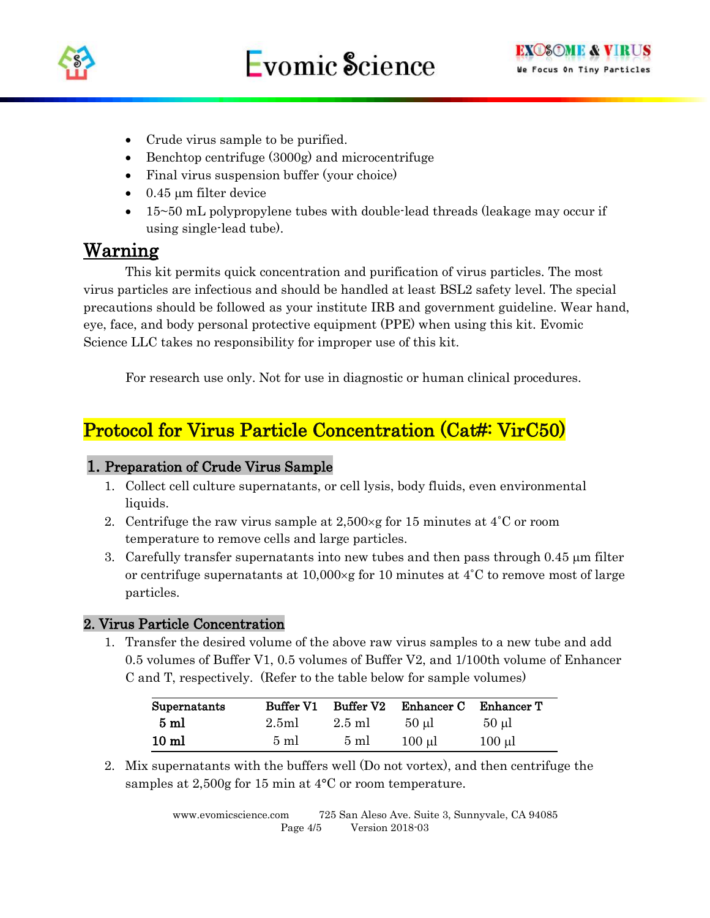- Crude virus sample to be purified.
- Benchtop centrifuge (3000g) and microcentrifuge
- Final virus suspension buffer (your choice)
- 0.45 µm filter device
- 15~50 mL polypropylene tubes with double-lead threads (leakage may occur if using single-lead tube).

## Warning

This kit permits quick concentration and purification of virus particles. The most virus particles are infectious and should be handled at least BSL2 safety level. The special precautions should be followed as your institute IRB and government guideline. Wear hand, eye, face, and body personal protective equipment (PPE) when using this kit. Evomic Science LLC takes no responsibility for improper use of this kit.

For research use only. Not for use in diagnostic or human clinical procedures.

## Protocol for Virus Particle Concentration (Cat#: VirC50)

### 1. Preparation of Crude Virus Sample

1. Collect cell culture supernatants, or cell lysis, body fluids, even environmental liquids.
2. Centrifuge the raw virus sample at 2,500×g for 15 minutes at 4˚C or room temperature to remove cells and large particles.
3. Carefully transfer supernatants into new tubes and then pass through 0.45 µm filter or centrifuge supernatants at 10,000×g for 10 minutes at 4˚C to remove most of large particles.

### 2. Virus Particle Concentration

1. Transfer the desired volume of the above raw virus samples to a new tube and add 0.5 volumes of Buffer V1, 0.5 volumes of Buffer V2, and 1/100th volume of Enhancer C and T, respectively. (Refer to the table below for sample volumes)

| Supernatants | Buffer V1 | Buffer V2 | Enhancer C | Enhancer T |
|---|---|---|---|---|
| **5 ml** | 2.5ml | 2.5 ml | 50 µl | 50 µl |
| **10 ml** | 5 ml | 5 ml | 100 µl | 100 µl |

2. Mix supernatants with the buffers well (Do not vortex), and then centrifuge the samples at 2,500g for 15 min at 4°C or room temperature.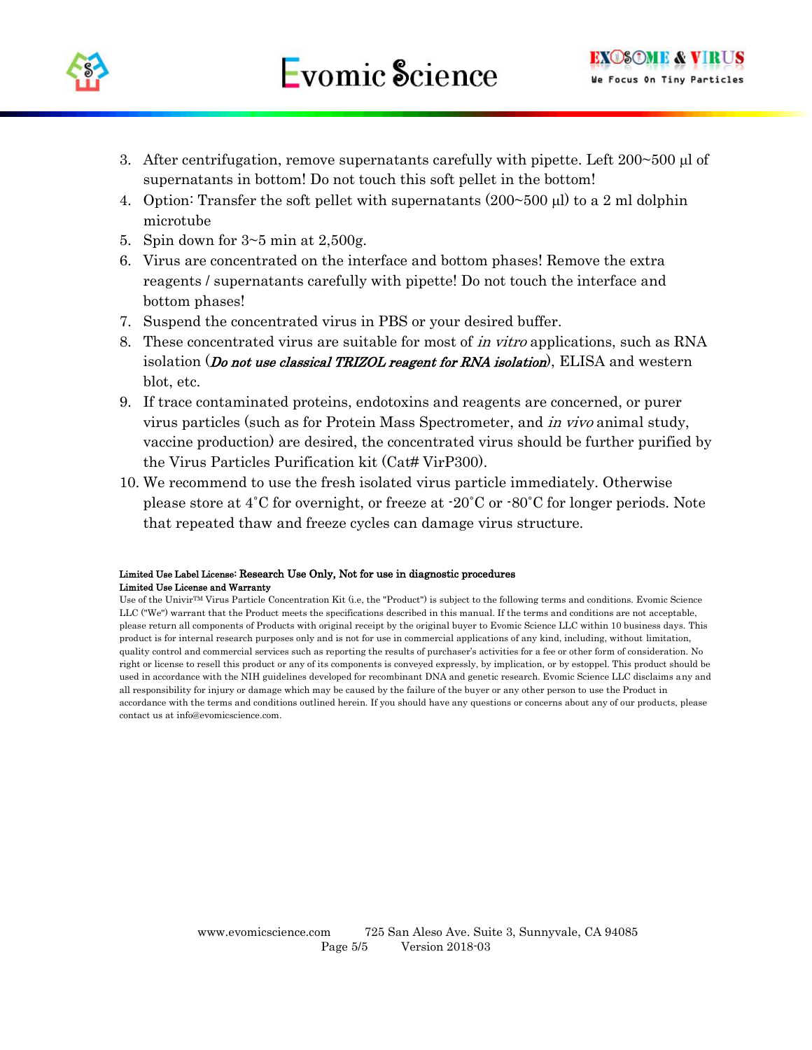3. After centrifugation, remove supernatants carefully with pipette. Left 200~500 µl of supernatants in bottom! Do not touch this soft pellet in the bottom!
4. Option: Transfer the soft pellet with supernatants (200~500 µl) to a 2 ml dolphin microtube
5. Spin down for 3~5 min at 2,500g.
6. Virus are concentrated on the interface and bottom phases! Remove the extra reagents / supernatants carefully with pipette! Do not touch the interface and bottom phases!
7. Suspend the concentrated virus in PBS or your desired buffer.
8. These concentrated virus are suitable for most of *in vitro* applications, such as RNA isolation (***Do not use classical TRIZOL reagent for RNA isolation***), ELISA and western blot, etc.
9. If trace contaminated proteins, endotoxins and reagents are concerned, or purer virus particles (such as for Protein Mass Spectrometer, and *in vivo* animal study, vaccine production) are desired, the concentrated virus should be further purified by the Virus Particles Purification kit (Cat# VirP300).
10. We recommend to use the fresh isolated virus particle immediately. Otherwise please store at 4˚C for overnight, or freeze at -20˚C or -80˚C for longer periods. Note that repeated thaw and freeze cycles can damage virus structure.

**Limited Use Label License: Research Use Only, Not for use in diagnostic procedures**
**Limited Use License and Warranty**

Use of the Univir™ Virus Particle Concentration Kit (i.e, the "Product") is subject to the following terms and conditions. Evomic Science LLC ("We") warrant that the Product meets the specifications described in this manual. If the terms and conditions are not acceptable, please return all components of Products with original receipt by the original buyer to Evomic Science LLC within 10 business days. This product is for internal research purposes only and is not for use in commercial applications of any kind, including, without limitation, quality control and commercial services such as reporting the results of purchaser's activities for a fee or other form of consideration. No right or license to resell this product or any of its components is conveyed expressly, by implication, or by estoppel. This product should be used in accordance with the NIH guidelines developed for recombinant DNA and genetic research. Evomic Science LLC disclaims any and all responsibility for injury or damage which may be caused by the failure of the buyer or any other person to use the Product in accordance with the terms and conditions outlined herein. If you should have any questions or concerns about any of our products, please contact us at info@evomicscience.com.